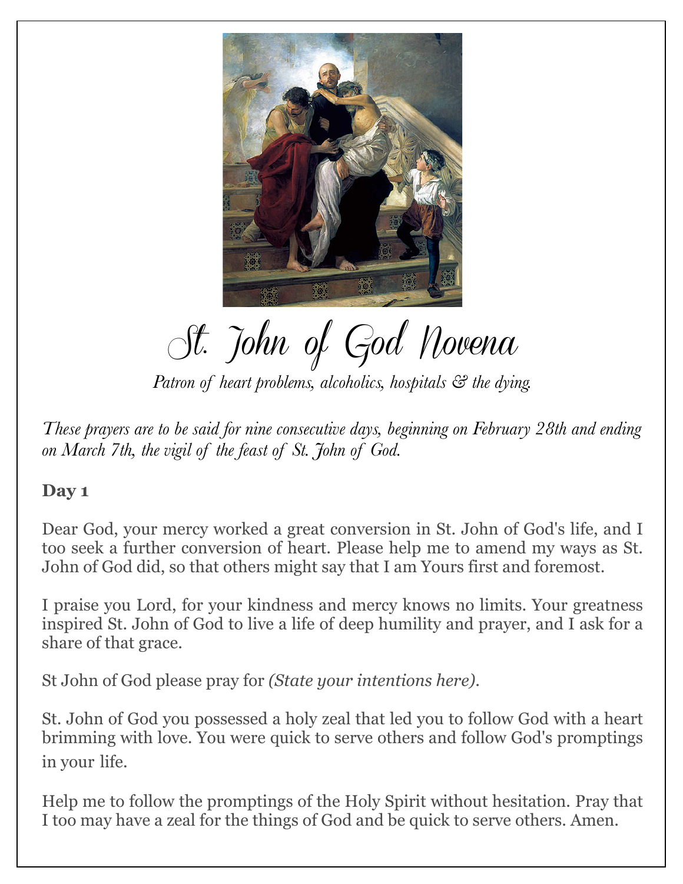# St. John of God Novena

*Patron of heart problems, alcoholics, hospitals & the dying.*

*These prayers are to be said for nine consecutive days, beginning on February 28th and ending on March 7th, the vigil of the feast of St. John of God.*

**Day 1**

Dear God, your mercy worked a great conversion in St. John of God's life, and I too seek a further conversion of heart. Please help me to amend my ways as St. John of God did, so that others might say that I am Yours first and foremost.

I praise you Lord, for your kindness and mercy knows no limits. Your greatness inspired St. John of God to live a life of deep humility and prayer, and I ask for a share of that grace.

St John of God please pray for *(State your intentions here)*.

St. John of God you possessed a holy zeal that led you to follow God with a heart brimming with love. You were quick to serve others and follow God's promptings in your life.

Help me to follow the promptings of the Holy Spirit without hesitation. Pray that I too may have a zeal for the things of God and be quick to serve others. Amen.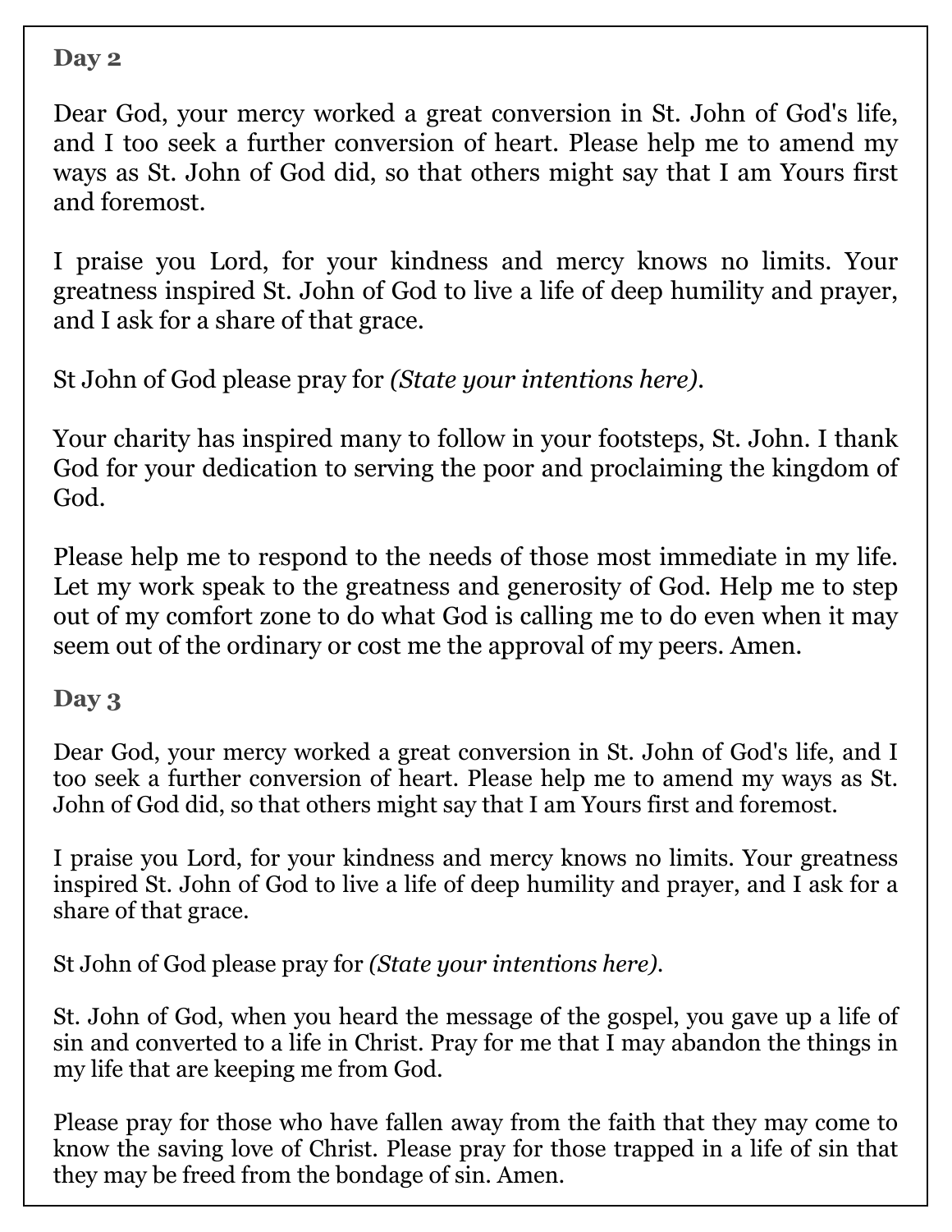## Day 2

Dear God, your mercy worked a great conversion in St. John of God's life, and I too seek a further conversion of heart. Please help me to amend my ways as St. John of God did, so that others might say that I am Yours first and foremost.

I praise you Lord, for your kindness and mercy knows no limits. Your greatness inspired St. John of God to live a life of deep humility and prayer, and I ask for a share of that grace.

St John of God please pray for *(State your intentions here)*.

Your charity has inspired many to follow in your footsteps, St. John. I thank God for your dedication to serving the poor and proclaiming the kingdom of God.

Please help me to respond to the needs of those most immediate in my life. Let my work speak to the greatness and generosity of God. Help me to step out of my comfort zone to do what God is calling me to do even when it may seem out of the ordinary or cost me the approval of my peers. Amen.

## Day 3

Dear God, your mercy worked a great conversion in St. John of God's life, and I too seek a further conversion of heart. Please help me to amend my ways as St. John of God did, so that others might say that I am Yours first and foremost.

I praise you Lord, for your kindness and mercy knows no limits. Your greatness inspired St. John of God to live a life of deep humility and prayer, and I ask for a share of that grace.

St John of God please pray for *(State your intentions here)*.

St. John of God, when you heard the message of the gospel, you gave up a life of sin and converted to a life in Christ. Pray for me that I may abandon the things in my life that are keeping me from God.

Please pray for those who have fallen away from the faith that they may come to know the saving love of Christ. Please pray for those trapped in a life of sin that they may be freed from the bondage of sin. Amen.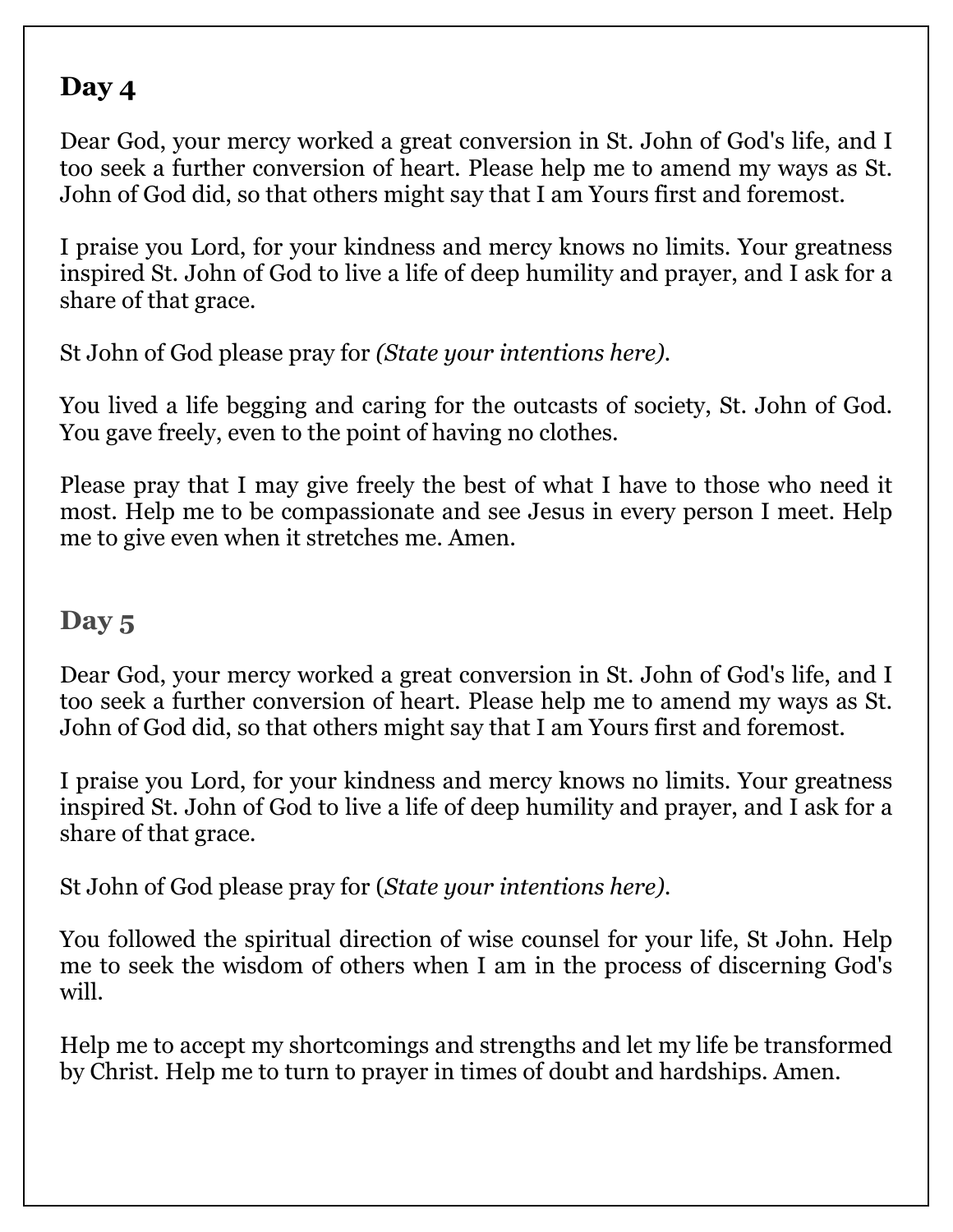## Day 4

Dear God, your mercy worked a great conversion in St. John of God's life, and I too seek a further conversion of heart. Please help me to amend my ways as St. John of God did, so that others might say that I am Yours first and foremost.

I praise you Lord, for your kindness and mercy knows no limits. Your greatness inspired St. John of God to live a life of deep humility and prayer, and I ask for a share of that grace.

St John of God please pray for *(State your intentions here).*

You lived a life begging and caring for the outcasts of society, St. John of God. You gave freely, even to the point of having no clothes.

Please pray that I may give freely the best of what I have to those who need it most. Help me to be compassionate and see Jesus in every person I meet. Help me to give even when it stretches me. Amen.

## Day 5

Dear God, your mercy worked a great conversion in St. John of God's life, and I too seek a further conversion of heart. Please help me to amend my ways as St. John of God did, so that others might say that I am Yours first and foremost.

I praise you Lord, for your kindness and mercy knows no limits. Your greatness inspired St. John of God to live a life of deep humility and prayer, and I ask for a share of that grace.

St John of God please pray for (*State your intentions here).*

You followed the spiritual direction of wise counsel for your life, St John. Help me to seek the wisdom of others when I am in the process of discerning God's will.

Help me to accept my shortcomings and strengths and let my life be transformed by Christ. Help me to turn to prayer in times of doubt and hardships. Amen.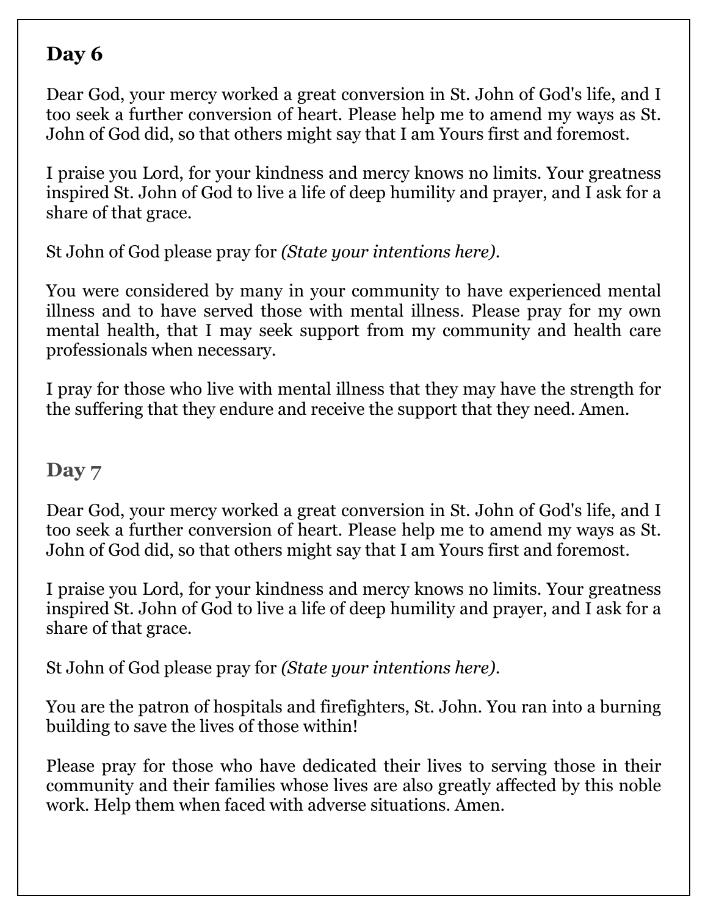## Day 6

Dear God, your mercy worked a great conversion in St. John of God's life, and I too seek a further conversion of heart. Please help me to amend my ways as St. John of God did, so that others might say that I am Yours first and foremost.

I praise you Lord, for your kindness and mercy knows no limits. Your greatness inspired St. John of God to live a life of deep humility and prayer, and I ask for a share of that grace.

St John of God please pray for *(State your intentions here)*.

You were considered by many in your community to have experienced mental illness and to have served those with mental illness. Please pray for my own mental health, that I may seek support from my community and health care professionals when necessary.

I pray for those who live with mental illness that they may have the strength for the suffering that they endure and receive the support that they need. Amen.

## Day 7

Dear God, your mercy worked a great conversion in St. John of God's life, and I too seek a further conversion of heart. Please help me to amend my ways as St. John of God did, so that others might say that I am Yours first and foremost.

I praise you Lord, for your kindness and mercy knows no limits. Your greatness inspired St. John of God to live a life of deep humility and prayer, and I ask for a share of that grace.

St John of God please pray for *(State your intentions here)*.

You are the patron of hospitals and firefighters, St. John. You ran into a burning building to save the lives of those within!

Please pray for those who have dedicated their lives to serving those in their community and their families whose lives are also greatly affected by this noble work. Help them when faced with adverse situations. Amen.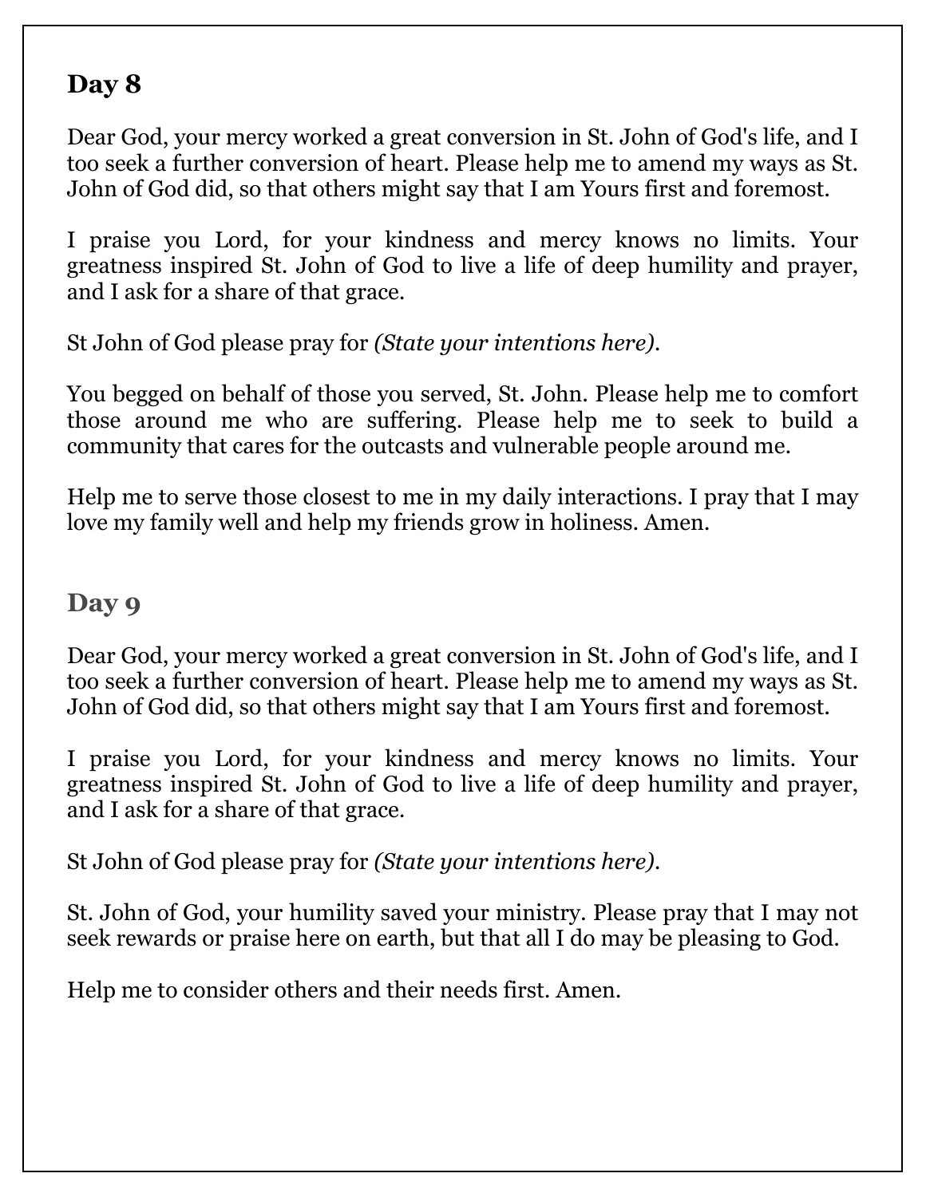## Day 8

Dear God, your mercy worked a great conversion in St. John of God's life, and I too seek a further conversion of heart. Please help me to amend my ways as St. John of God did, so that others might say that I am Yours first and foremost.

I praise you Lord, for your kindness and mercy knows no limits. Your greatness inspired St. John of God to live a life of deep humility and prayer, and I ask for a share of that grace.

St John of God please pray for *(State your intentions here)*.

You begged on behalf of those you served, St. John. Please help me to comfort those around me who are suffering. Please help me to seek to build a community that cares for the outcasts and vulnerable people around me.

Help me to serve those closest to me in my daily interactions. I pray that I may love my family well and help my friends grow in holiness. Amen.

## Day 9

Dear God, your mercy worked a great conversion in St. John of God's life, and I too seek a further conversion of heart. Please help me to amend my ways as St. John of God did, so that others might say that I am Yours first and foremost.

I praise you Lord, for your kindness and mercy knows no limits. Your greatness inspired St. John of God to live a life of deep humility and prayer, and I ask for a share of that grace.

St John of God please pray for *(State your intentions here)*.

St. John of God, your humility saved your ministry. Please pray that I may not seek rewards or praise here on earth, but that all I do may be pleasing to God.

Help me to consider others and their needs first. Amen.